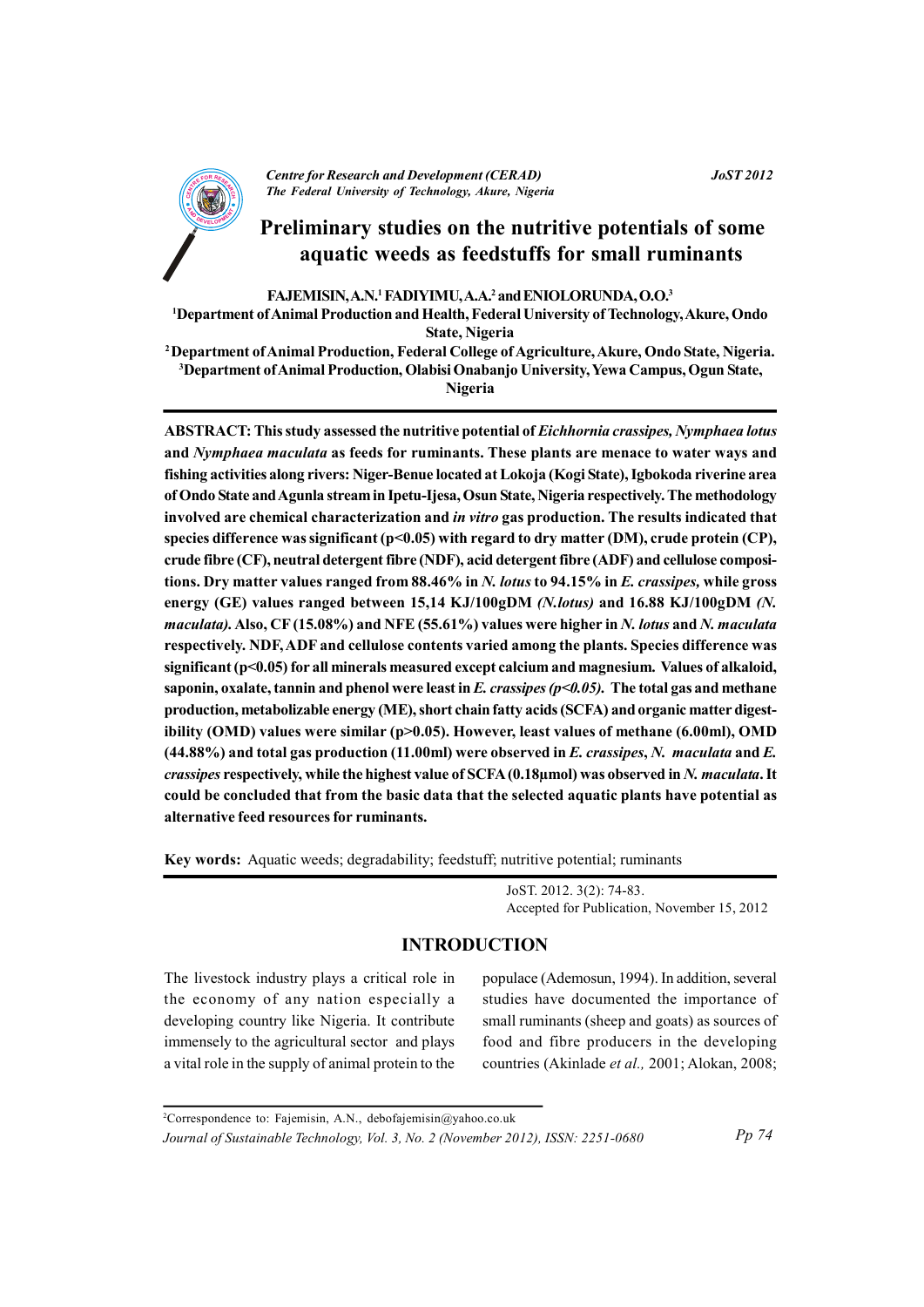# Preliminary studies on the nutritive potentials of some aquatic weeds as feedstuffs for small ruminants

**FAJEMISIN, A.N.[1] FADIYIMU, A.A.[2] and ENIOLORUNDA, O.O.[3]**

[1]Department of Animal Production and Health, Federal University of Technology, Akure, Ondo State, Nigeria

[2]Department of Animal Production, Federal College of Agriculture, Akure, Ondo State, Nigeria.

[3]Department of Animal Production, Olabisi Onabanjo University, Yewa Campus, Ogun State, Nigeria

**ABSTRACT: This study assessed the nutritive potential of *Eichhornia crassipes, Nymphaea lotus* and *Nymphaea maculata* as feeds for ruminants. These plants are menace to water ways and fishing activities along rivers: Niger-Benue located at Lokoja (Kogi State), Igbokoda riverine area of Ondo State and Agunla stream in Ipetu-Ijesa, Osun State, Nigeria respectively. The methodology involved are chemical characterization and *in vitro* gas production. The results indicated that species difference was significant ($p<0.05$) with regard to dry matter (DM), crude protein (CP), crude fibre (CF), neutral detergent fibre (NDF), acid detergent fibre (ADF) and cellulose compositions. Dry matter values ranged from 88.46% in *N. lotus* to 94.15% in *E. crassipes,* while gross energy (GE) values ranged between 15,14 KJ/100gDM *(N.lotus)* and 16.88 KJ/100gDM *(N. maculata)*. Also, CF (15.08%) and NFE (55.61%) values were higher in *N. lotus* and *N. maculata* respectively. NDF, ADF and cellulose contents varied among the plants. Species difference was significant ($p<0.05$) for all minerals measured except calcium and magnesium. Values of alkaloid, saponin, oxalate, tannin and phenol were least in *E. crassipes ($p<0.05$).* The total gas and methane production, metabolizable energy (ME), short chain fatty acids (SCFA) and organic matter digestibility (OMD) values were similar ($p>0.05$). However, least values of methane (6.00ml), OMD (44.88%) and total gas production (11.00ml) were observed in *E. crassipes*, *N. maculata* and *E. crassipes* respectively, while the highest value of SCFA (0.18µmol) was observed in *N. maculata*. It could be concluded that from the basic data that the selected aquatic plants have potential as alternative feed resources for ruminants.**

**Key words:** Aquatic weeds; degradability; feedstuff; nutritive potential; ruminants

JoST. 2012. 3(2): 74-83.
Accepted for Publication, November 15, 2012

## INTRODUCTION

The livestock industry plays a critical role in the economy of any nation especially a developing country like Nigeria. It contribute immensely to the agricultural sector and plays a vital role in the supply of animal protein to the populace (Ademosun, 1994). In addition, several studies have documented the importance of small ruminants (sheep and goats) as sources of food and fibre producers in the developing countries (Akinlade *et al.,* 2001; Alokan, 2008;

[2]Correspondence to: Fajemisin, A.N., debofajemisin@yahoo.co.uk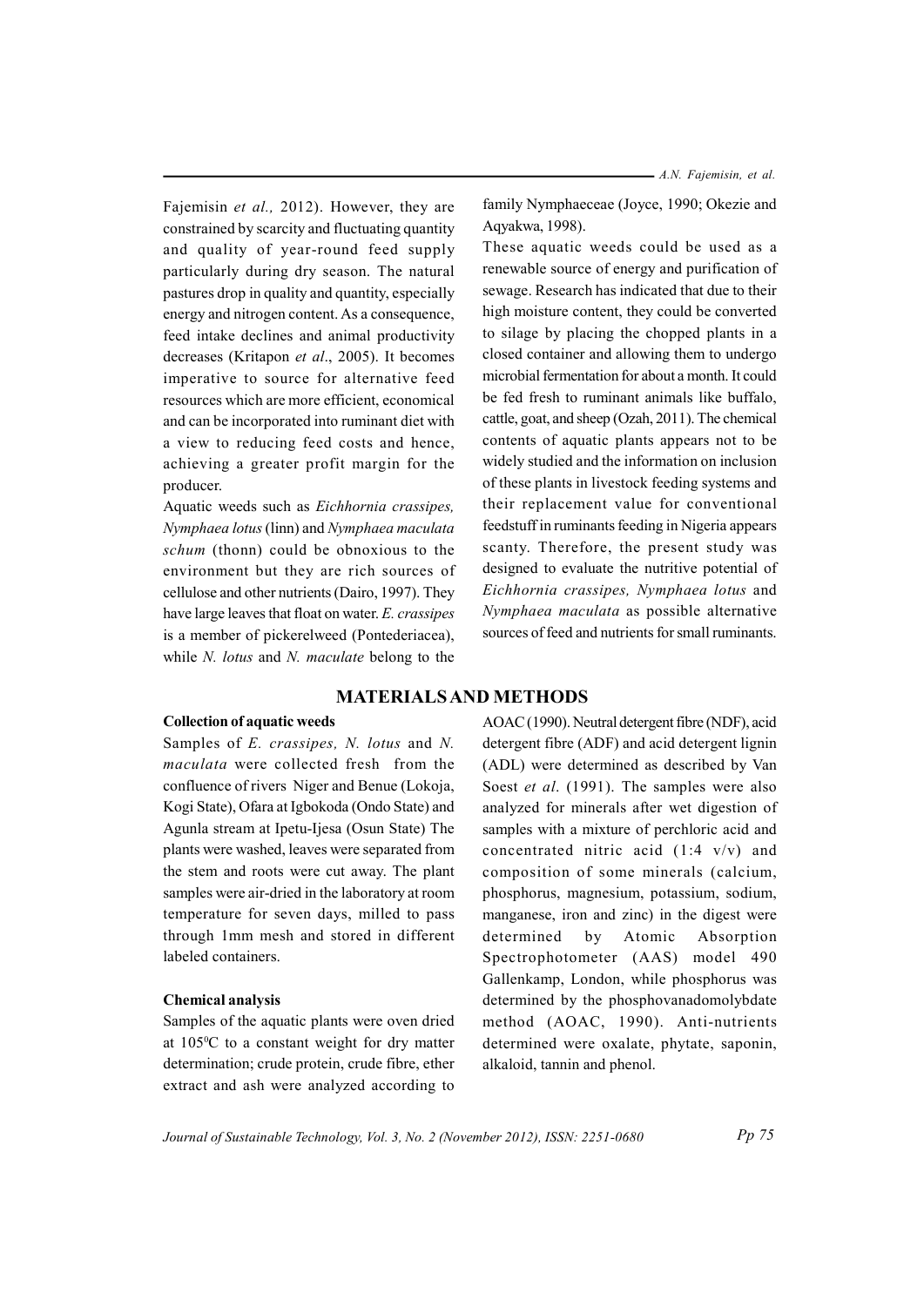Fajemisin *et al.,* 2012). However, they are constrained by scarcity and fluctuating quantity and quality of year-round feed supply particularly during dry season. The natural pastures drop in quality and quantity, especially energy and nitrogen content. As a consequence, feed intake declines and animal productivity decreases (Kritapon *et al*., 2005). It becomes imperative to source for alternative feed resources which are more efficient, economical and can be incorporated into ruminant diet with a view to reducing feed costs and hence, achieving a greater profit margin for the producer.

Aquatic weeds such as *Eichhornia crassipes, Nymphaea lotus* (linn) and *Nymphaea maculata schum* (thonn) could be obnoxious to the environment but they are rich sources of cellulose and other nutrients (Dairo, 1997). They have large leaves that float on water. *E. crassipes* is a member of pickerelweed (Pontederiacea), while *N. lotus* and *N. maculate* belong to the family Nymphaeceae (Joyce, 1990; Okezie and Aqyakwa, 1998).

These aquatic weeds could be used as a renewable source of energy and purification of sewage. Research has indicated that due to their high moisture content, they could be converted to silage by placing the chopped plants in a closed container and allowing them to undergo microbial fermentation for about a month. It could be fed fresh to ruminant animals like buffalo, cattle, goat, and sheep (Ozah, 2011). The chemical contents of aquatic plants appears not to be widely studied and the information on inclusion of these plants in livestock feeding systems and their replacement value for conventional feedstuff in ruminants feeding in Nigeria appears scanty. Therefore, the present study was designed to evaluate the nutritive potential of *Eichhornia crassipes, Nymphaea lotus* and *Nymphaea maculata* as possible alternative sources of feed and nutrients for small ruminants.

## MATERIALS AND METHODS

### Collection of aquatic weeds

Samples of *E. crassipes, N. lotus* and *N. maculata* were collected fresh from the confluence of rivers Niger and Benue (Lokoja, Kogi State), Ofara at Igbokoda (Ondo State) and Agunla stream at Ipetu-Ijesa (Osun State) The plants were washed, leaves were separated from the stem and roots were cut away. The plant samples were air-dried in the laboratory at room temperature for seven days, milled to pass through 1mm mesh and stored in different labeled containers.

### Chemical analysis

Samples of the aquatic plants were oven dried at 105$^{0}$C to a constant weight for dry matter determination; crude protein, crude fibre, ether extract and ash were analyzed according to AOAC (1990). Neutral detergent fibre (NDF), acid detergent fibre (ADF) and acid detergent lignin (ADL) were determined as described by Van Soest *et al*. (1991). The samples were also analyzed for minerals after wet digestion of samples with a mixture of perchloric acid and concentrated nitric acid (1:4 v/v) and composition of some minerals (calcium, phosphorus, magnesium, potassium, sodium, manganese, iron and zinc) in the digest were determined by Atomic Absorption Spectrophotometer (AAS) model 490 Gallenkamp, London, while phosphorus was determined by the phosphovanadomolybdate method (AOAC, 1990). Anti-nutrients determined were oxalate, phytate, saponin, alkaloid, tannin and phenol.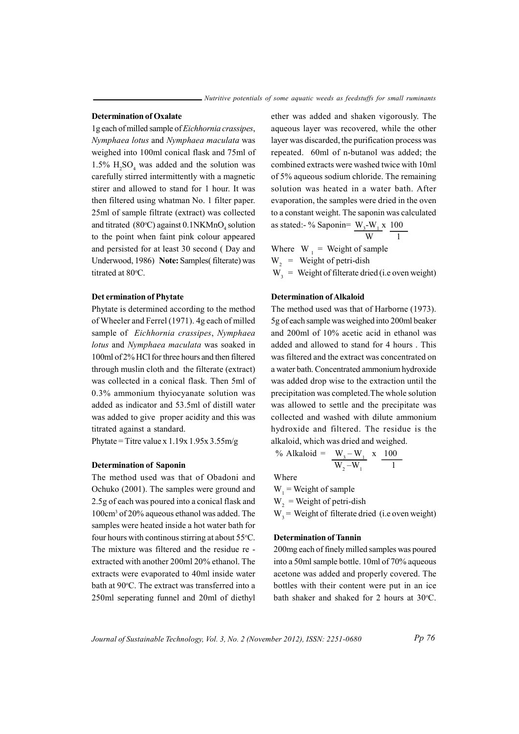### Determination of Oxalate

1g each of milled sample of *Eichhornia crassipes*, *Nymphaea lotus* and *Nymphaea maculata* was weighed into 100ml conical flask and 75ml of 1.5% $H_2SO_4$ was added and the solution was carefully stirred intermittently with a magnetic stirer and allowed to stand for 1 hour. It was then filtered using whatman No. 1 filter paper. 25ml of sample filtrate (extract) was collected and titrated (80°C) against 0.1N$KMnO_4$ solution to the point when faint pink colour appeared and persisted for at least 30 second ( Day and Underwood, 1986) **Note:** Samples( filterate) was titrated at 80°C.

### Det ermination of Phytate

Phytate is determined according to the method of Wheeler and Ferrel (1971). 4g each of milled sample of *Eichhornia crassipes*, *Nymphaea lotus* and *Nymphaea maculata* was soaked in 100ml of 2% HCl for three hours and then filtered through muslin cloth and the filterate (extract) was collected in a conical flask. Then 5ml of 0.3% ammonium thyiocyanate solution was added as indicator and 53.5ml of distill water was added to give proper acidity and this was titrated against a standard.

Phytate = Titre value x 1.19x 1.95x 3.55m/g

### Determination of Saponin

The method used was that of Obadoni and Ochuko (2001). The samples were ground and 2.5g of each was poured into a conical flask and 100cm$^3$ of 20% aqueous ethanol was added. The samples were heated inside a hot water bath for four hours with continous stirring at about 55°C. The mixture was filtered and the residue re - extracted with another 200ml 20% ethanol. The extracts were evaporated to 40ml inside water bath at 90°C. The extract was transferred into a 250ml seperating funnel and 20ml of diethyl ether was added and shaken vigorously. The aqueous layer was recovered, while the other layer was discarded, the purification process was repeated. 60ml of n-butanol was added; the combined extracts were washed twice with 10ml of 5% aqueous sodium chloride. The remaining solution was heated in a water bath. After evaporation, the samples were dried in the oven to a constant weight. The saponin was calculated as stated:-

$$\% \text{ Saponin} = \frac{W_3 - W_1}{W} \times \frac{100}{1}$$

Where $W_1$ = Weight of sample

$W_2$ = Weight of petri-dish

$W_3$ = Weight of filterate dried (i.e oven weight)

### Determination of Alkaloid

The method used was that of Harborne (1973). 5g of each sample was weighed into 200ml beaker and 200ml of 10% acetic acid in ethanol was added and allowed to stand for 4 hours . This was filtered and the extract was concentrated on a water bath. Concentrated ammonium hydroxide was added drop wise to the extraction until the precipitation was completed.The whole solution was allowed to settle and the precipitate was collected and washed with dilute ammonium hydroxide and filtered. The residue is the alkaloid, which was dried and weighed.

$$\% \text{ Alkaloid} = \frac{W_3 - W_1}{W_2 - W_1} \times \frac{100}{1}$$

Where

$W_1$ = Weight of sample

$W_2$ = Weight of petri-dish

$W_3$ = Weight of filterate dried (i.e oven weight)

### Determination of Tannin

200mg each of finely milled samples was poured into a 50ml sample bottle. 10ml of 70% aqueous acetone was added and properly covered. The bottles with their content were put in an ice bath shaker and shaked for 2 hours at 30°C.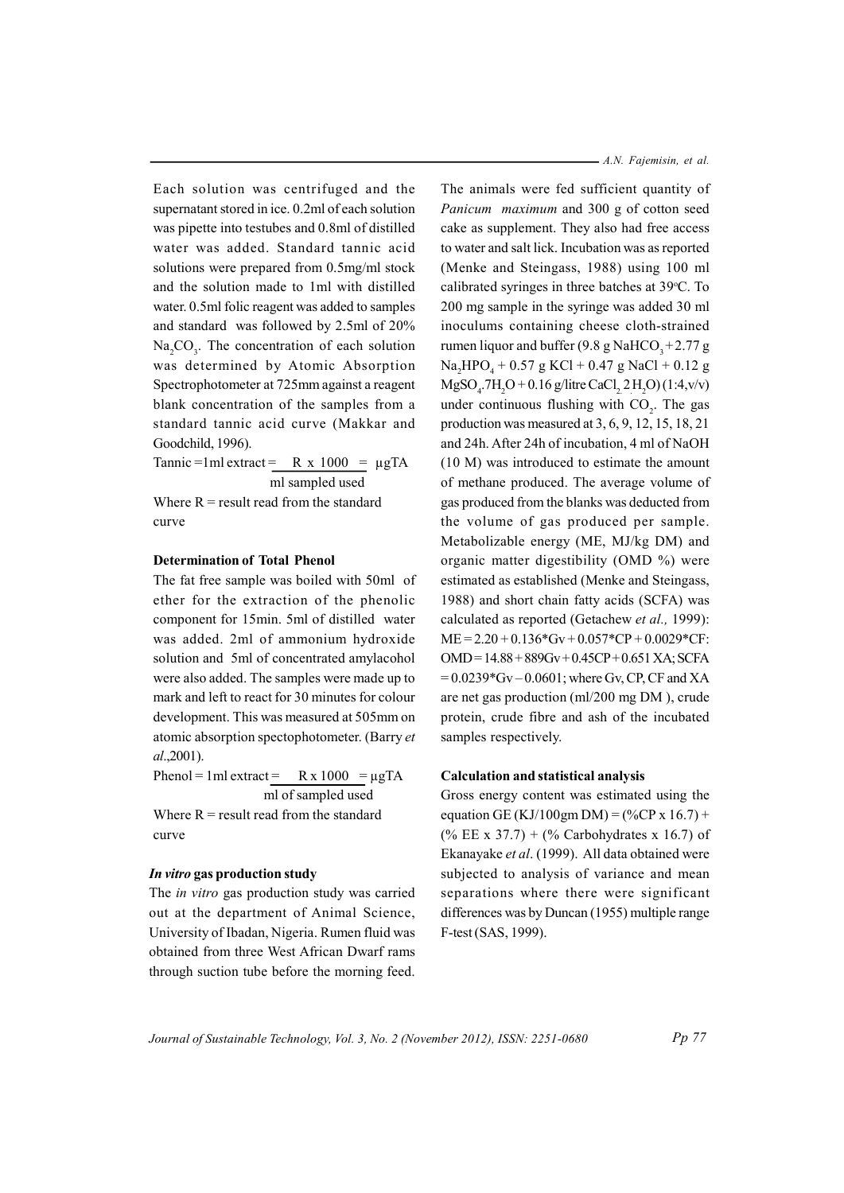Each solution was centrifuged and the supernatant stored in ice. 0.2ml of each solution was pipette into testubes and 0.8ml of distilled water was added. Standard tannic acid solutions were prepared from 0.5mg/ml stock and the solution made to 1ml with distilled water. 0.5ml folic reagent was added to samples and standard was followed by 2.5ml of 20% $Na_2CO_3$. The concentration of each solution was determined by Atomic Absorption Spectrophotometer at 725mm against a reagent blank concentration of the samples from a standard tannic acid curve (Makkar and Goodchild, 1996).

$$\text{Tannic} = 1\text{ml extract} = \frac{R \times 1000}{\text{ml sampled used}} = \mu gTA$$

Where R = result read from the standard curve

**Determination of Total Phenol**

The fat free sample was boiled with 50ml of ether for the extraction of the phenolic component for 15min. 5ml of distilled water was added. 2ml of ammonium hydroxide solution and 5ml of concentrated amylacohol were also added. The samples were made up to mark and left to react for 30 minutes for colour development. This was measured at 505mm on atomic absorption spectrophotometer. (Barry *et al*.,2001).

$$\text{Phenol} = 1\text{ml extract} = \frac{R \times 1000}{\text{ml of sampled used}} = \mu gTA$$

Where R = result read from the standard curve

***In vitro* gas production study**

The *in vitro* gas production study was carried out at the department of Animal Science, University of Ibadan, Nigeria. Rumen fluid was obtained from three West African Dwarf rams through suction tube before the morning feed. The animals were fed sufficient quantity of *Panicum maximum* and 300 g of cotton seed cake as supplement. They also had free access to water and salt lick. Incubation was as reported (Menke and Steingass, 1988) using 100 ml calibrated syringes in three batches at 39°C. To 200 mg sample in the syringe was added 30 ml inoculums containing cheese cloth-strained rumen liquor and buffer (9.8 g $NaHCO_3$ + 2.77 g $Na_2HPO_4$ + 0.57 g KCl + 0.47 g NaCl + 0.12 g $MgSO_4.7H_2O$ + 0.16 g/litre $CaCl_2.2H_2O$) (1:4,v/v) under continuous flushing with $CO_2$. The gas production was measured at 3, 6, 9, 12, 15, 18, 21 and 24h. After 24h of incubation, 4 ml of NaOH (10 M) was introduced to estimate the amount of methane produced. The average volume of gas produced from the blanks was deducted from the volume of gas produced per sample. Metabolizable energy (ME, MJ/kg DM) and organic matter digestibility (OMD %) were estimated as established (Menke and Steingass, 1988) and short chain fatty acids (SCFA) was calculated as reported (Getachew *et al.,* 1999): $ME = 2.20 + 0.136*Gv + 0.057*CP + 0.0029*CF$: $OMD = 14.88 + 889Gv + 0.45CP + 0.651\,XA$; $SCFA = 0.0239*Gv - 0.0601$; where Gv, CP, CF and XA are net gas production (ml/200 mg DM ), crude protein, crude fibre and ash of the incubated samples respectively.

**Calculation and statistical analysis**

Gross energy content was estimated using the equation GE (KJ/100gm DM) = (%CP x 16.7) + (% EE x 37.7) + (% Carbohydrates x 16.7) of Ekanayake *et al*. (1999). All data obtained were subjected to analysis of variance and mean separations where there were significant differences was by Duncan (1955) multiple range F-test (SAS, 1999).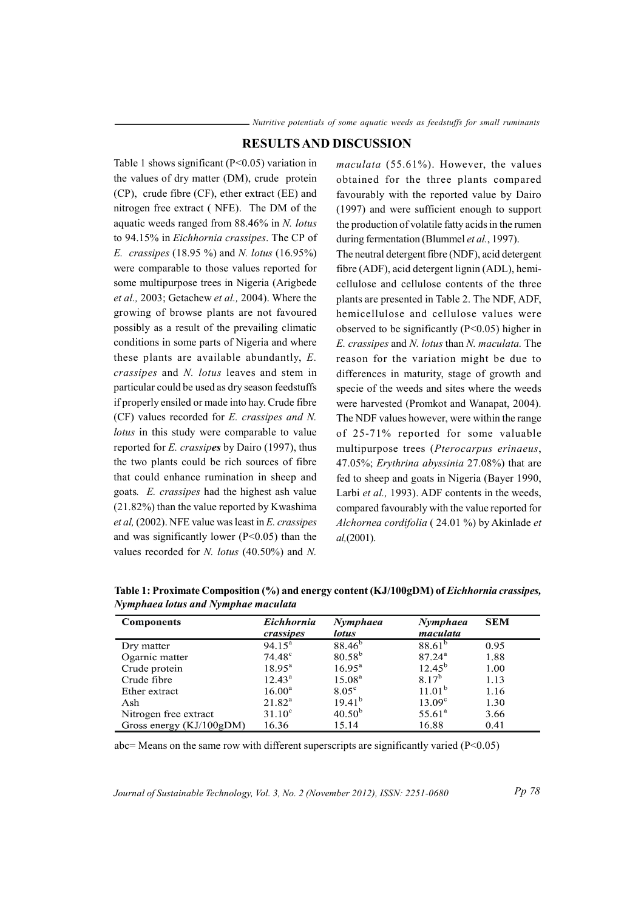## RESULTS AND DISCUSSION

Table 1 shows significant ($P<0.05$) variation in the values of dry matter (DM), crude protein (CP), crude fibre (CF), ether extract (EE) and nitrogen free extract ( NFE). The DM of the aquatic weeds ranged from 88.46% in *N. lotus* to 94.15% in *Eichhornia crassipes*. The CP of *E. crassipes* (18.95 %) and *N. lotus* (16.95%) were comparable to those values reported for some multipurpose trees in Nigeria (Arigbede *et al.,* 2003; Getachew *et al.,* 2004). Where the growing of browse plants are not favoured possibly as a result of the prevailing climatic conditions in some parts of Nigeria and where these plants are available abundantly, *E. crassipes* and *N. lotus* leaves and stem in particular could be used as dry season feedstuffs if properly ensiled or made into hay. Crude fibre (CF) values recorded for *E. crassipes and N. lotus* in this study were comparable to value reported for *E. crassipes* by Dairo (1997), thus the two plants could be rich sources of fibre that could enhance rumination in sheep and goats. *E. crassipes* had the highest ash value (21.82%) than the value reported by Kwashima *et al,* (2002). NFE value was least in *E. crassipes* and was significantly lower ($P<0.05$) than the values recorded for *N. lotus* (40.50%) and *N. maculata* (55.61%). However, the values obtained for the three plants compared favourably with the reported value by Dairo (1997) and were sufficient enough to support the production of volatile fatty acids in the rumen during fermentation (Blummel *et al.*, 1997).

The neutral detergent fibre (NDF), acid detergent fibre (ADF), acid detergent lignin (ADL), hemi-cellulose and cellulose contents of the three plants are presented in Table 2. The NDF, ADF, hemicellulose and cellulose values were observed to be significantly ($P<0.05$) higher in *E. crassipes* and *N. lotus* than *N. maculata.* The reason for the variation might be due to differences in maturity, stage of growth and specie of the weeds and sites where the weeds were harvested (Promkot and Wanapat, 2004). The NDF values however, were within the range of 25-71% reported for some valuable multipurpose trees (*Pterocarpus erinaeus*, 47.05%; *Erythrina abyssinia* 27.08%) that are fed to sheep and goats in Nigeria (Bayer 1990, Larbi *et al.,* 1993). ADF contents in the weeds, compared favourably with the value reported for *Alchornea cordifolia* ( 24.01 %) by Akinlade *et al,*(2001).

**Table 1: Proximate Composition (%) and energy content (KJ/100gDM) of *Eichhornia crassipes, Nymphaea lotus and Nymphae maculata***

| Components | *Eichhornia crassipes* | *Nymphaea lotus* | *Nymphaea maculata* | SEM |
|---|---|---|---|---|
| Dry matter | $94.15^{a}$ | $88.46^{b}$ | $88.61^{b}$ | 0.95 |
| Ogarnic matter | $74.48^{c}$ | $80.58^{b}$ | $87.24^{a}$ | 1.88 |
| Crude protein | $18.95^{a}$ | $16.95^{a}$ | $12.45^{b}$ | 1.00 |
| Crude fibre | $12.43^{a}$ | $15.08^{a}$ | $8.17^{b}$ | 1.13 |
| Ether extract | $16.00^{a}$ | $8.05^{c}$ | $11.01^{b}$ | 1.16 |
| Ash | $21.82^{a}$ | $19.41^{b}$ | $13.09^{c}$ | 1.30 |
| Nitrogen free extract | $31.10^{c}$ | $40.50^{b}$ | $55.61^{a}$ | 3.66 |
| Gross energy (KJ/100gDM) | 16.36 | 15.14 | 16.88 | 0.41 |

abc= Means on the same row with different superscripts are significantly varied ($P<0.05$)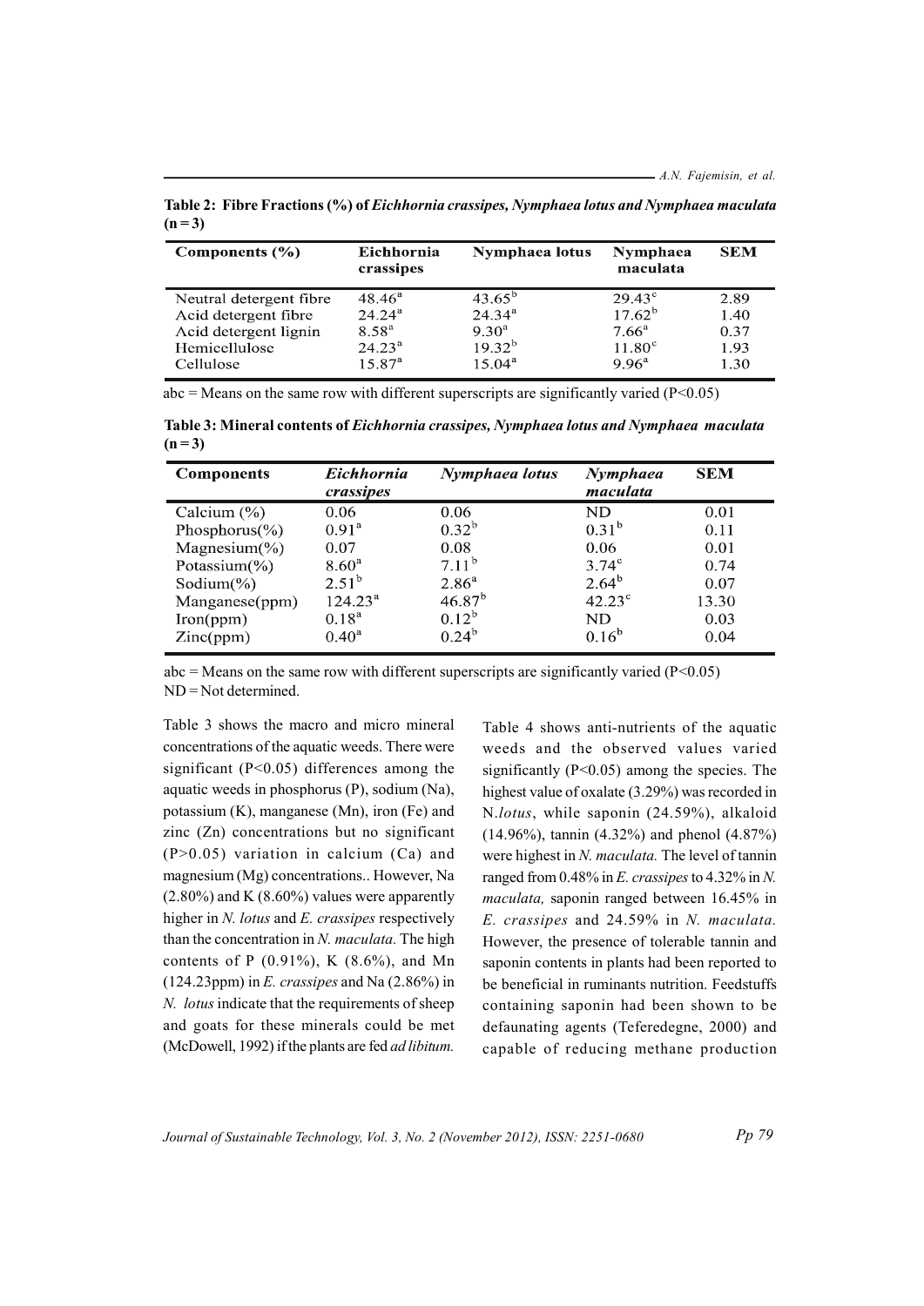**Table 2: Fibre Fractions (%) of *Eichhornia crassipes, Nymphaea lotus and Nymphaea maculata* (n = 3)**

| Components (%) | Eichhornia crassipes | Nymphaea lotus | Nymphaea maculata | SEM |
|---|---|---|---|---|
| Neutral detergent fibre | 48.46[a] | 43.65[b] | 29.43[c] | 2.89 |
| Acid detergent fibre | 24.24[a] | 24.34[a] | 17.62[b] | 1.40 |
| Acid detergent lignin | 8.58[a] | 9.30[a] | 7.66[a] | 0.37 |
| Hemicellulose | 24.23[a] | 19.32[b] | 11.80[c] | 1.93 |
| Cellulose | 15.87[a] | 15.04[a] | 9.96[a] | 1.30 |

abc = Means on the same row with different superscripts are significantly varied (P<0.05)

**Table 3: Mineral contents of *Eichhornia crassipes, Nymphaea lotus and Nymphaea maculata* (n = 3)**

| Components | *Eichhornia crassipes* | *Nymphaea lotus* | *Nymphaea maculata* | SEM |
|---|---|---|---|---|
| Calcium (%) | 0.06 | 0.06 | ND | 0.01 |
| Phosphorus(%) | 0.91[a] | 0.32[b] | 0.31[b] | 0.11 |
| Magnesium(%) | 0.07 | 0.08 | 0.06 | 0.01 |
| Potassium(%) | 8.60[a] | 7.11[b] | 3.74[c] | 0.74 |
| Sodium(%) | 2.51[b] | 2.86[a] | 2.64[b] | 0.07 |
| Manganese(ppm) | 124.23[a] | 46.87[b] | 42.23[c] | 13.30 |
| Iron(ppm) | 0.18[a] | 0.12[b] | ND | 0.03 |
| Zinc(ppm) | 0.40[a] | 0.24[b] | 0.16[b] | 0.04 |

abc = Means on the same row with different superscripts are significantly varied (P<0.05)
ND = Not determined.

Table 3 shows the macro and micro mineral concentrations of the aquatic weeds. There were significant (P<0.05) differences among the aquatic weeds in phosphorus (P), sodium (Na), potassium (K), manganese (Mn), iron (Fe) and zinc (Zn) concentrations but no significant (P>0.05) variation in calcium (Ca) and magnesium (Mg) concentrations.. However, Na (2.80%) and K (8.60%) values were apparently higher in *N. lotus* and *E. crassipes* respectively than the concentration in *N. maculata.* The high contents of P (0.91%), K (8.6%), and Mn (124.23ppm) in *E. crassipes* and Na (2.86%) in *N. lotus* indicate that the requirements of sheep and goats for these minerals could be met (McDowell, 1992) if the plants are fed *ad libitum.*

Table 4 shows anti-nutrients of the aquatic weeds and the observed values varied significantly (P<0.05) among the species. The highest value of oxalate (3.29%) was recorded in N.*lotus*, while saponin (24.59%), alkaloid (14.96%), tannin (4.32%) and phenol (4.87%) were highest in *N. maculata.* The level of tannin ranged from 0.48% in *E. crassipes* to 4.32% in *N. maculata,* saponin ranged between 16.45% in *E. crassipes* and 24.59% in *N. maculata.* However, the presence of tolerable tannin and saponin contents in plants had been reported to be beneficial in ruminants nutrition. Feedstuffs containing saponin had been shown to be defaunating agents (Teferedegne, 2000) and capable of reducing methane production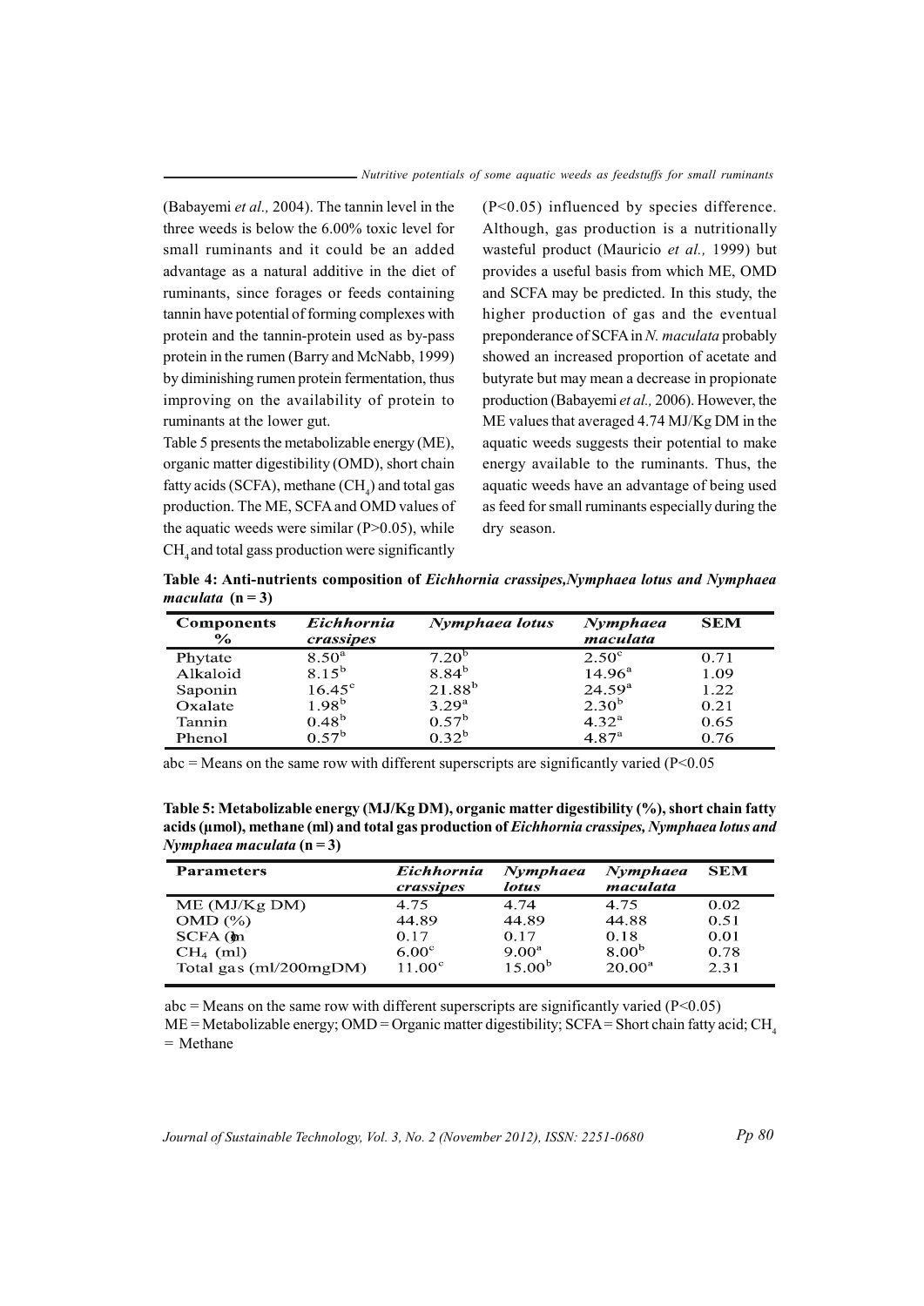(Babayemi *et al.,* 2004). The tannin level in the three weeds is below the 6.00% toxic level for small ruminants and it could be an added advantage as a natural additive in the diet of ruminants, since forages or feeds containing tannin have potential of forming complexes with protein and the tannin-protein used as by-pass protein in the rumen (Barry and McNabb, 1999) by diminishing rumen protein fermentation, thus improving on the availability of protein to ruminants at the lower gut.

Table 5 presents the metabolizable energy (ME), organic matter digestibility (OMD), short chain fatty acids (SCFA), methane ($CH_4$) and total gas production. The ME, SCFA and OMD values of the aquatic weeds were similar ($P>0.05$), while $CH_4$ and total gass production were significantly ($P<0.05$) influenced by species difference. Although, gas production is a nutritionally wasteful product (Mauricio *et al.,* 1999) but provides a useful basis from which ME, OMD and SCFA may be predicted. In this study, the higher production of gas and the eventual preponderance of SCFA in *N. maculata* probably showed an increased proportion of acetate and butyrate but may mean a decrease in propionate production (Babayemi *et al.,* 2006). However, the ME values that averaged 4.74 MJ/Kg DM in the aquatic weeds suggests their potential to make energy available to the ruminants. Thus, the aquatic weeds have an advantage of being used as feed for small ruminants especially during the dry season.

**Table 4: Anti-nutrients composition of *Eichhornia crassipes*, *Nymphaea lotus* and *Nymphaea maculata* (n = 3)**

| Components % | *Eichhornia crassipes* | *Nymphaea lotus* | *Nymphaea maculata* | SEM |
|---|---|---|---|---|
| Phytate | $8.50^a$ | $7.20^b$ | $2.50^c$ | 0.71 |
| Alkaloid | $8.15^b$ | $8.84^b$ | $14.96^a$ | 1.09 |
| Saponin | $16.45^c$ | $21.88^b$ | $24.59^a$ | 1.22 |
| Oxalate | $1.98^b$ | $3.29^a$ | $2.30^b$ | 0.21 |
| Tannin | $0.48^b$ | $0.57^b$ | $4.32^a$ | 0.65 |
| Phenol | $0.57^b$ | $0.32^b$ | $4.87^a$ | 0.76 |

abc = Means on the same row with different superscripts are significantly varied ($P<0.05$

**Table 5: Metabolizable energy (MJ/Kg DM), organic matter digestibility (%), short chain fatty acids (µmol), methane (ml) and total gas production of *Eichhornia crassipes*, *Nymphaea lotus* and *Nymphaea maculata* (n = 3)**

| Parameters | *Eichhornia crassipes* | *Nymphaea lotus* | *Nymphaea maculata* | SEM |
|---|---|---|---|---|
| ME (MJ/Kg DM) | 4.75 | 4.74 | 4.75 | 0.02 |
| OMD (%) | 44.89 | 44.89 | 44.88 | 0.51 |
| SCFA (µm | 0.17 | 0.17 | 0.18 | 0.01 |
| $CH_4$ (ml) | $6.00^c$ | $9.00^a$ | $8.00^b$ | 0.78 |
| Total gas (ml/200mgDM) | $11.00^c$ | $15.00^b$ | $20.00^a$ | 2.31 |

abc = Means on the same row with different superscripts are significantly varied ($P<0.05$)

ME = Metabolizable energy; OMD = Organic matter digestibility; SCFA = Short chain fatty acid; $CH_4$ = Methane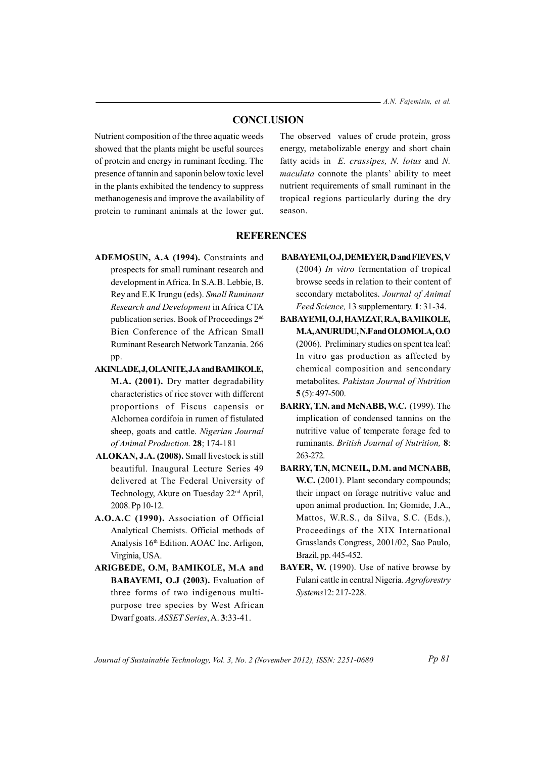## CONCLUSION

Nutrient composition of the three aquatic weeds showed that the plants might be useful sources of protein and energy in ruminant feeding. The presence of tannin and saponin below toxic level in the plants exhibited the tendency to suppress methanogenesis and improve the availability of protein to ruminant animals at the lower gut. The observed values of crude protein, gross energy, metabolizable energy and short chain fatty acids in *E. crassipes, N. lotus* and *N. maculata* connote the plants' ability to meet nutrient requirements of small ruminant in the tropical regions particularly during the dry season.

## REFERENCES

**ADEMOSUN, A.A (1994).** Constraints and prospects for small ruminant research and development in Africa. In S.A.B. Lebbie, B. Rey and E.K Irungu (eds). *Small Ruminant Research and Development* in Africa CTA publication series. Book of Proceedings 2nd Bien Conference of the African Small Ruminant Research Network Tanzania. 266 pp.

**AKINLADE, J, OLANITE, J.A and BAMIKOLE, M.A. (2001).** Dry matter degradability characteristics of rice stover with different proportions of Fiscus capensis or Alchornea cordifoia in rumen of fistulated sheep, goats and cattle. *Nigerian Journal of Animal Production.* **28**; 174-181

**ALOKAN, J.A. (2008).** Small livestock is still beautiful. Inaugural Lecture Series 49 delivered at The Federal University of Technology, Akure on Tuesday 22nd April, 2008. Pp 10-12.

**A.O.A.C (1990).** Association of Official Analytical Chemists. Official methods of Analysis 16th Edition. AOAC Inc. Arligon, Virginia, USA.

**ARIGBEDE, O.M, BAMIKOLE, M.A and BABAYEMI, O.J (2003).** Evaluation of three forms of two indigenous multi-purpose tree species by West African Dwarf goats. *ASSET Series*, A. **3**:33-41.

**BABAYEMI, O.J, DEMEYER, D and FIEVES, V** (2004) *In vitro* fermentation of tropical browse seeds in relation to their content of secondary metabolites. *Journal of Animal Feed Science,* 13 supplementary. **1**: 31-34.

**BABAYEMI, O.J, HAMZAT, R.A, BAMIKOLE, M.A, ANURUDU, N.F and OLOMOLA, O.O** (2006). Preliminary studies on spent tea leaf: In vitro gas production as affected by chemical composition and sencondary metabolites. *Pakistan Journal of Nutrition* **5** (5): 497-500.

**BARRY, T.N. and McNABB, W.C.** (1999). The implication of condensed tannins on the nutritive value of temperate forage fed to ruminants. *British Journal of Nutrition,* **8**: 263-272.

**BARRY, T.N, MCNEIL, D.M. and MCNABB, W.C.** (2001). Plant secondary compounds; their impact on forage nutritive value and upon animal production. In; Gomide, J.A., Mattos, W.R.S., da Silva, S.C. (Eds.), Proceedings of the XIX International Grasslands Congress, 2001/02, Sao Paulo, Brazil, pp. 445-452.

**BAYER, W.** (1990). Use of native browse by Fulani cattle in central Nigeria. *Agroforestry Systems*12: 217-228.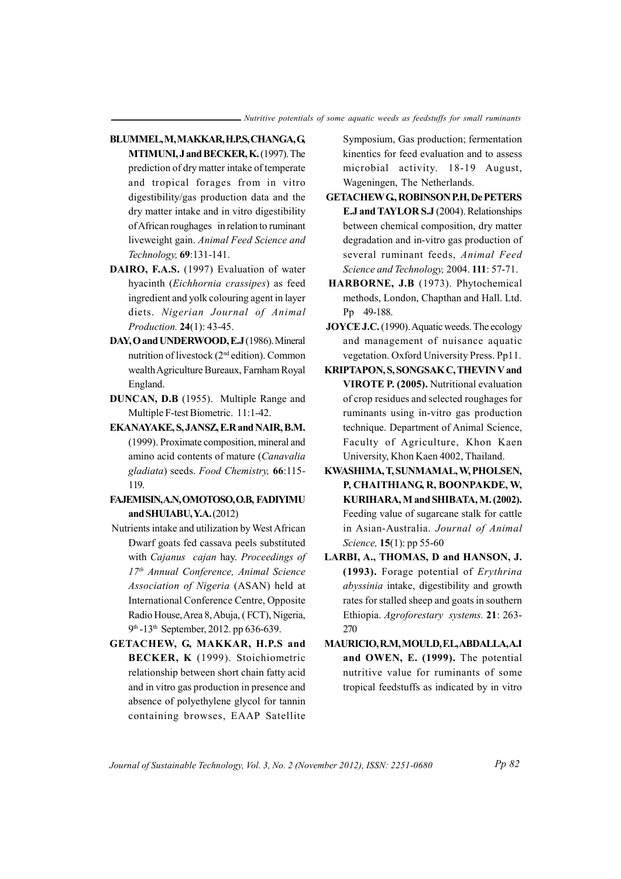**BLUMMEL, M, MAKKAR, H.P.S, CHANGA, G, MTIMUNI, J and BECKER, K.** (1997). The prediction of dry matter intake of temperate and tropical forages from in vitro digestibility/gas production data and the dry matter intake and in vitro digestibility of African roughages in relation to ruminant liveweight gain. *Animal Feed Science and Technology,* **69**:131-141.

**DAIRO, F.A.S.** (1997) Evaluation of water hyacinth (*Eichhornia crassipes*) as feed ingredient and yolk colouring agent in layer diets. *Nigerian Journal of Animal Production.* **24**(1): 43-45.

**DAY, O and UNDERWOOD, E.J** (1986). Mineral nutrition of livestock (2nd edition). Common wealth Agriculture Bureaux, Farnham Royal England.

**DUNCAN, D.B** (1955). Multiple Range and Multiple F-test Biometric. 11:1-42.

**EKANAYAKE, S, JANSZ, E.R and NAIR, B.M.** (1999). Proximate composition, mineral and amino acid contents of mature (*Canavalia gladiata*) seeds. *Food Chemistry,* **66**:115-119.

**FAJEMISIN, A.N, OMOTOSO, O.B, FADIYIMU and SHUIABU, Y.A.** (2012) Nutrients intake and utilization by West African Dwarf goats fed cassava peels substituted with *Cajanus cajan* hay. *Proceedings of 17th Annual Conference, Animal Science Association of Nigeria* (ASAN) held at International Conference Centre, Opposite Radio House, Area 8, Abuja, ( FCT), Nigeria, 9th -13th September, 2012. pp 636-639.

**GETACHEW, G, MAKKAR, H.P.S and BECKER, K** (1999). Stoichiometric relationship between short chain fatty acid and in vitro gas production in presence and absence of polyethylene glycol for tannin containing browses, EAAP Satellite Symposium, Gas production; fermentation kinentics for feed evaluation and to assess microbial activity. 18-19 August, Wageningen, The Netherlands.

**GETACHEW G., ROBINSON P.H, De PETERS E.J and TAYLOR S.J** (2004). Relationships between chemical composition, dry matter degradation and in-vitro gas production of several ruminant feeds, *Animal Feed Science and Technology,* 2004. **111**: 57-71.

**HARBORNE, J.B** (1973). Phytochemical methods, London, Chapthan and Hall. Ltd. Pp 49-188.

**JOYCE J.C.** (1990). Aquatic weeds. The ecology and management of nuisance aquatic vegetation. Oxford University Press. Pp11.

**KRIPTAPON, S, SONGSAK C, THEVIN V and VIROTE P. (2005).** Nutritional evaluation of crop residues and selected roughages for ruminants using in-vitro gas production technique. Department of Animal Science, Faculty of Agriculture, Khon Kaen University, Khon Kaen 4002, Thailand.

**KWASHIMA, T, SUNMAMAL, W, PHOLSEN, P, CHAITHIANG, R, BOONPAKDE, W, KURIHARA, M and SHIBATA, M. (2002).** Feeding value of sugarcane stalk for cattle in Asian-Australia. *Journal of Animal Science,* **15**(1): pp 55-60

**LARBI, A., THOMAS, D and HANSON, J. (1993).** Forage potential of *Erythrina abyssinia* intake, digestibility and growth rates for stalled sheep and goats in southern Ethiopia. *Agroforestary systems.* **21**: 263-270

**MAURICIO, R.M, MOULD, F.L, ABDALLA, A.I and OWEN, E. (1999).** The potential nutritive value for ruminants of some tropical feedstuffs as indicated by in vitro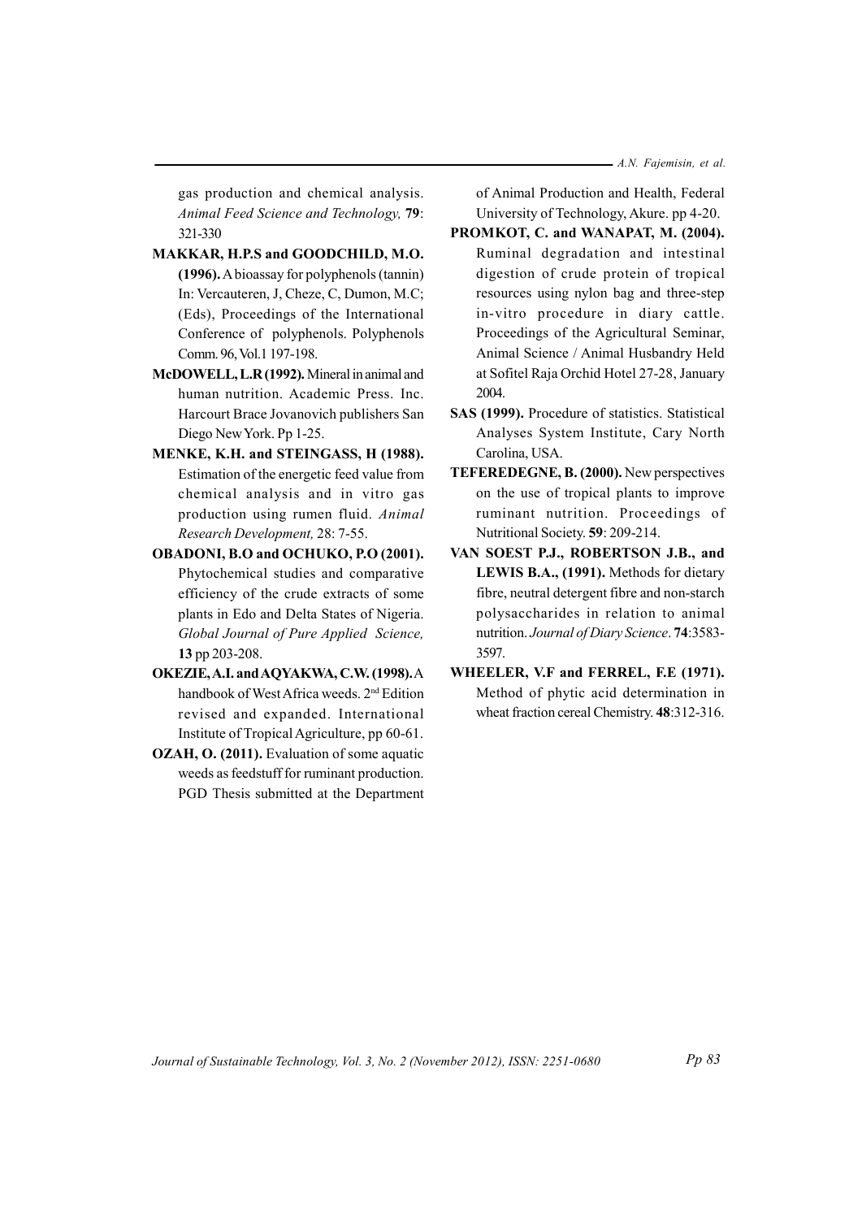gas production and chemical analysis. *Animal Feed Science and Technology,* **79**: 321-330

**MAKKAR, H.P.S and GOODCHILD, M.O. (1996).** A bioassay for polyphenols (tannin) In: Vercauteren, J, Cheze, C, Dumon, M.C; (Eds), Proceedings of the International Conference of polyphenols. Polyphenols Comm. 96, Vol.1 197-198.

**McDOWELL, L.R (1992).** Mineral in animal and human nutrition. Academic Press. Inc. Harcourt Brace Jovanovich publishers San Diego New York. Pp 1-25.

**MENKE, K.H. and STEINGASS, H (1988).** Estimation of the energetic feed value from chemical analysis and in vitro gas production using rumen fluid. *Animal Research Development,* 28: 7-55.

**OBADONI, B.O and OCHUKO, P.O (2001).** Phytochemical studies and comparative efficiency of the crude extracts of some plants in Edo and Delta States of Nigeria. *Global Journal of Pure Applied Science,* **13** pp 203-208.

**OKEZIE, A.I. and AQYAKWA, C.W. (1998).** A handbook of West Africa weeds. 2nd Edition revised and expanded. International Institute of Tropical Agriculture, pp 60-61.

**OZAH, O. (2011).** Evaluation of some aquatic weeds as feedstuff for ruminant production. PGD Thesis submitted at the Department of Animal Production and Health, Federal University of Technology, Akure. pp 4-20.

**PROMKOT, C. and WANAPAT, M. (2004).** Ruminal degradation and intestinal digestion of crude protein of tropical resources using nylon bag and three-step in-vitro procedure in diary cattle. Proceedings of the Agricultural Seminar, Animal Science / Animal Husbandry Held at Sofitel Raja Orchid Hotel 27-28, January 2004.

**SAS (1999).** Procedure of statistics. Statistical Analyses System Institute, Cary North Carolina, USA.

**TEFEREDEGNE, B. (2000).** New perspectives on the use of tropical plants to improve ruminant nutrition. Proceedings of Nutritional Society. **59**: 209-214.

**VAN SOEST P.J., ROBERTSON J.B., and LEWIS B.A., (1991).** Methods for dietary fibre, neutral detergent fibre and non-starch polysaccharides in relation to animal nutrition. *Journal of Diary Science*. **74**:3583-3597.

**WHEELER, V.F and FERREL, F.E (1971).** Method of phytic acid determination in wheat fraction cereal Chemistry. **48**:312-316.